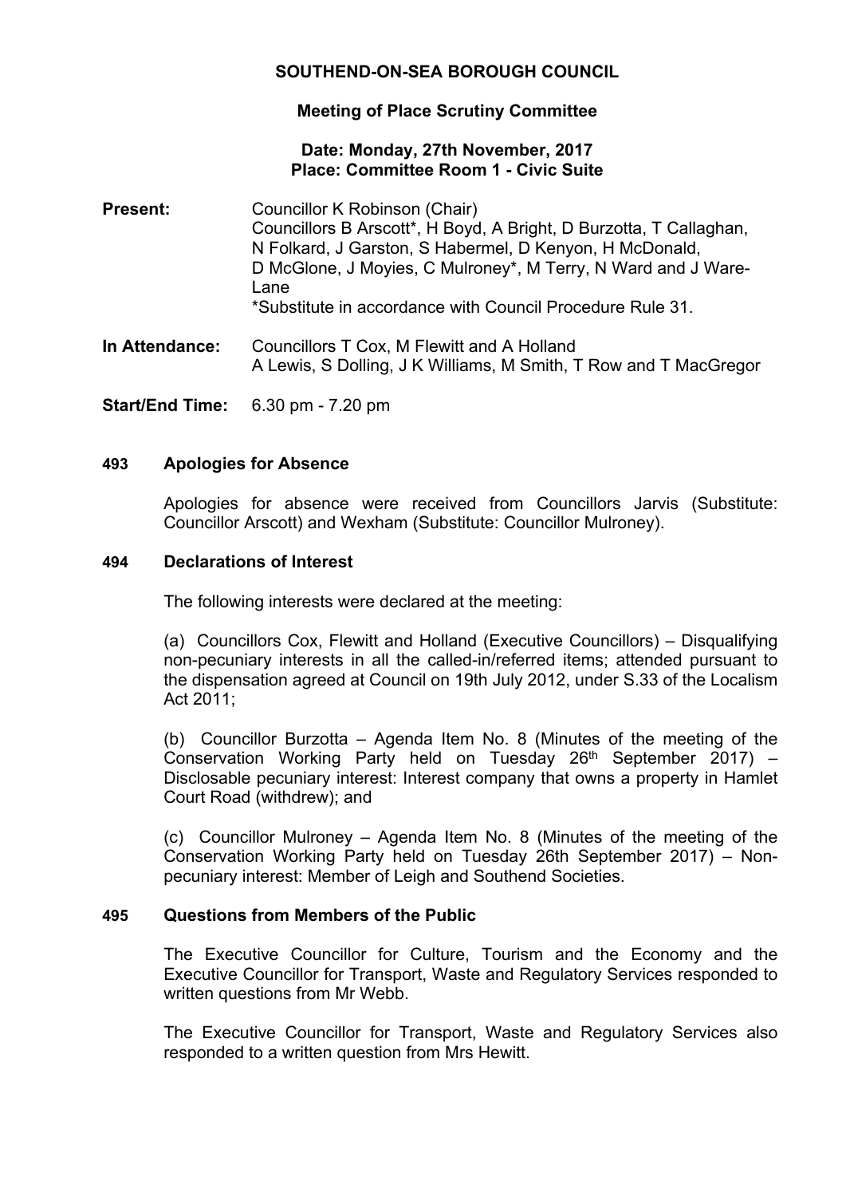# SOUTHEND-ON-SEA BOROUGH COUNCIL

## Meeting of Place Scrutiny Committee

**Date: Monday, 27th November, 2017**
**Place: Committee Room 1 - Civic Suite**

**Present:** Councillor K Robinson (Chair)
Councillors B Arscott*, H Boyd, A Bright, D Burzotta, T Callaghan, N Folkard, J Garston, S Habermel, D Kenyon, H McDonald, D McGlone, J Moyies, C Mulroney*, M Terry, N Ward and J Ware-Lane
*Substitute in accordance with Council Procedure Rule 31.

**In Attendance:** Councillors T Cox, M Flewitt and A Holland
A Lewis, S Dolling, J K Williams, M Smith, T Row and T MacGregor

**Start/End Time:** 6.30 pm - 7.20 pm

### 493 Apologies for Absence

Apologies for absence were received from Councillors Jarvis (Substitute: Councillor Arscott) and Wexham (Substitute: Councillor Mulroney).

### 494 Declarations of Interest

The following interests were declared at the meeting:

(a) Councillors Cox, Flewitt and Holland (Executive Councillors) – Disqualifying non-pecuniary interests in all the called-in/referred items; attended pursuant to the dispensation agreed at Council on 19th July 2012, under S.33 of the Localism Act 2011;

(b) Councillor Burzotta – Agenda Item No. 8 (Minutes of the meeting of the Conservation Working Party held on Tuesday 26th September 2017) – Disclosable pecuniary interest: Interest company that owns a property in Hamlet Court Road (withdrew); and

(c) Councillor Mulroney – Agenda Item No. 8 (Minutes of the meeting of the Conservation Working Party held on Tuesday 26th September 2017) – Non-pecuniary interest: Member of Leigh and Southend Societies.

### 495 Questions from Members of the Public

The Executive Councillor for Culture, Tourism and the Economy and the Executive Councillor for Transport, Waste and Regulatory Services responded to written questions from Mr Webb.

The Executive Councillor for Transport, Waste and Regulatory Services also responded to a written question from Mrs Hewitt.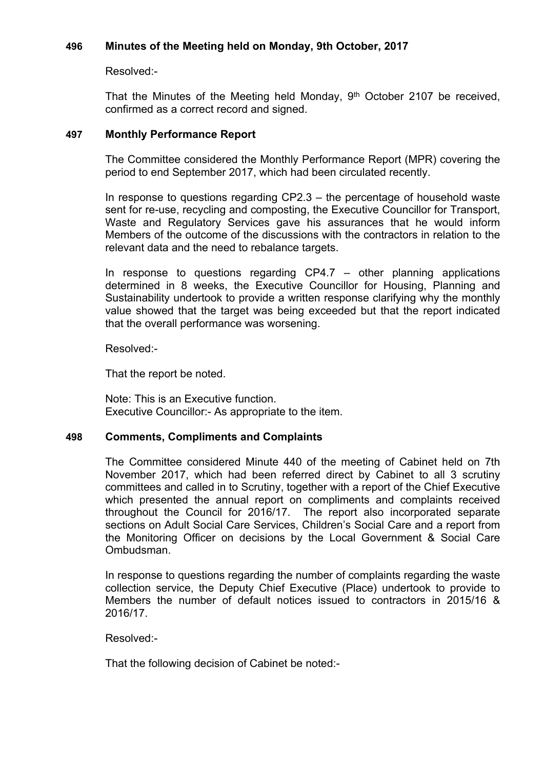## 496 Minutes of the Meeting held on Monday, 9th October, 2017

Resolved:-

That the Minutes of the Meeting held Monday, 9th October 2107 be received, confirmed as a correct record and signed.

## 497 Monthly Performance Report

The Committee considered the Monthly Performance Report (MPR) covering the period to end September 2017, which had been circulated recently.

In response to questions regarding CP2.3 – the percentage of household waste sent for re-use, recycling and composting, the Executive Councillor for Transport, Waste and Regulatory Services gave his assurances that he would inform Members of the outcome of the discussions with the contractors in relation to the relevant data and the need to rebalance targets.

In response to questions regarding CP4.7 – other planning applications determined in 8 weeks, the Executive Councillor for Housing, Planning and Sustainability undertook to provide a written response clarifying why the monthly value showed that the target was being exceeded but that the report indicated that the overall performance was worsening.

Resolved:-

That the report be noted.

Note: This is an Executive function.
Executive Councillor:- As appropriate to the item.

## 498 Comments, Compliments and Complaints

The Committee considered Minute 440 of the meeting of Cabinet held on 7th November 2017, which had been referred direct by Cabinet to all 3 scrutiny committees and called in to Scrutiny, together with a report of the Chief Executive which presented the annual report on compliments and complaints received throughout the Council for 2016/17. The report also incorporated separate sections on Adult Social Care Services, Children's Social Care and a report from the Monitoring Officer on decisions by the Local Government & Social Care Ombudsman.

In response to questions regarding the number of complaints regarding the waste collection service, the Deputy Chief Executive (Place) undertook to provide to Members the number of default notices issued to contractors in 2015/16 & 2016/17.

Resolved:-

That the following decision of Cabinet be noted:-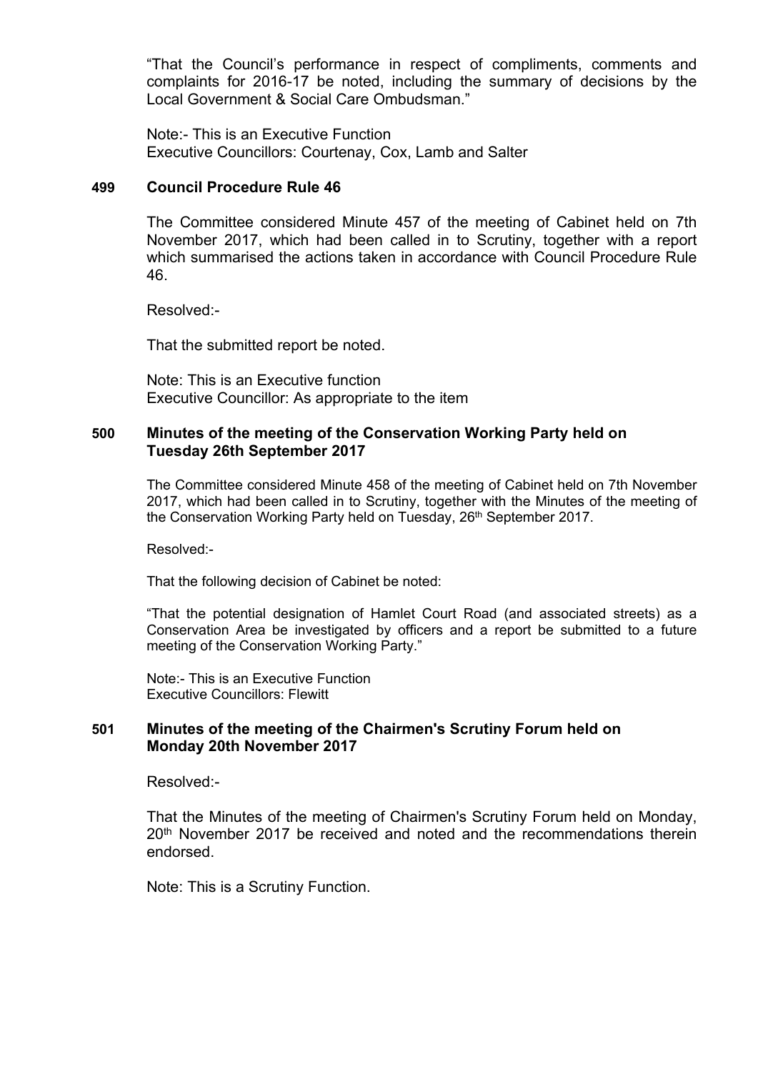"That the Council's performance in respect of compliments, comments and complaints for 2016-17 be noted, including the summary of decisions by the Local Government & Social Care Ombudsman."

Note:- This is an Executive Function
Executive Councillors: Courtenay, Cox, Lamb and Salter

## 499 Council Procedure Rule 46

The Committee considered Minute 457 of the meeting of Cabinet held on 7th November 2017, which had been called in to Scrutiny, together with a report which summarised the actions taken in accordance with Council Procedure Rule 46.

Resolved:-

That the submitted report be noted.

Note: This is an Executive function
Executive Councillor: As appropriate to the item

## 500 Minutes of the meeting of the Conservation Working Party held on Tuesday 26th September 2017

The Committee considered Minute 458 of the meeting of Cabinet held on 7th November 2017, which had been called in to Scrutiny, together with the Minutes of the meeting of the Conservation Working Party held on Tuesday, 26th September 2017.

Resolved:-

That the following decision of Cabinet be noted:

"That the potential designation of Hamlet Court Road (and associated streets) as a Conservation Area be investigated by officers and a report be submitted to a future meeting of the Conservation Working Party."

Note:- This is an Executive Function
Executive Councillors: Flewitt

## 501 Minutes of the meeting of the Chairmen's Scrutiny Forum held on Monday 20th November 2017

Resolved:-

That the Minutes of the meeting of Chairmen's Scrutiny Forum held on Monday, 20th November 2017 be received and noted and the recommendations therein endorsed.

Note: This is a Scrutiny Function.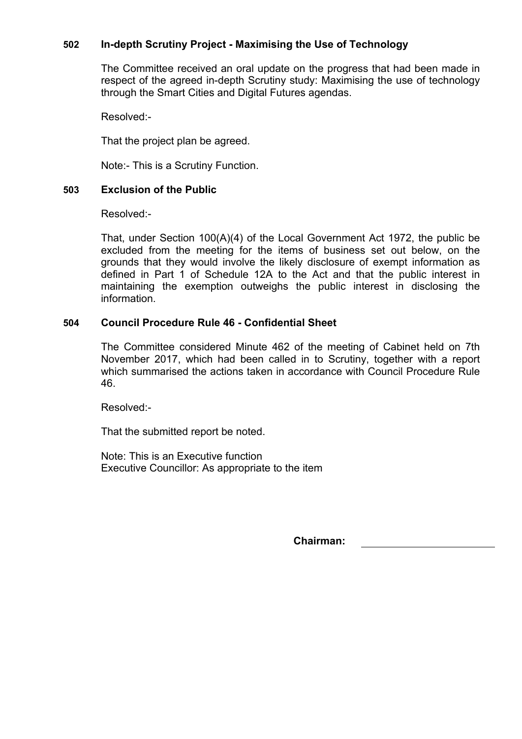### 502 In-depth Scrutiny Project - Maximising the Use of Technology

The Committee received an oral update on the progress that had been made in respect of the agreed in-depth Scrutiny study: Maximising the use of technology through the Smart Cities and Digital Futures agendas.

Resolved:-

That the project plan be agreed.

Note:- This is a Scrutiny Function.

### 503 Exclusion of the Public

Resolved:-

That, under Section 100(A)(4) of the Local Government Act 1972, the public be excluded from the meeting for the items of business set out below, on the grounds that they would involve the likely disclosure of exempt information as defined in Part 1 of Schedule 12A to the Act and that the public interest in maintaining the exemption outweighs the public interest in disclosing the information.

### 504 Council Procedure Rule 46 - Confidential Sheet

The Committee considered Minute 462 of the meeting of Cabinet held on 7th November 2017, which had been called in to Scrutiny, together with a report which summarised the actions taken in accordance with Council Procedure Rule 46.

Resolved:-

That the submitted report be noted.

Note: This is an Executive function
Executive Councillor: As appropriate to the item

**Chairman:** \_\_\_\_\_\_\_\_\_\_\_\_\_\_\_\_\_\_\_\_\_\_\_\_